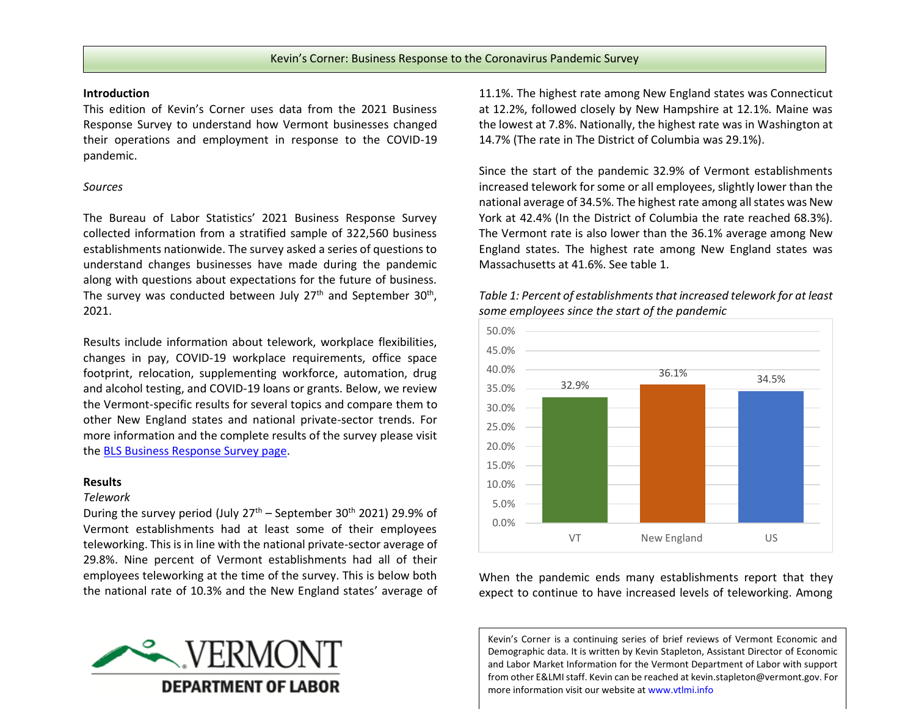# Kevin's Corner: Business Response to the Coronavirus Pandemic Survey

**Introduction**

This edition of Kevin's Corner uses data from the 2021 Business Response Survey to understand how Vermont businesses changed their operations and employment in response to the COVID-19 pandemic.

*Sources*

The Bureau of Labor Statistics' 2021 Business Response Survey collected information from a stratified sample of 322,560 business establishments nationwide. The survey asked a series of questions to understand changes businesses have made during the pandemic along with questions about expectations for the future of business. The survey was conducted between July 27th and September 30th, 2021.

Results include information about telework, workplace flexibilities, changes in pay, COVID-19 workplace requirements, office space footprint, relocation, supplementing workforce, automation, drug and alcohol testing, and COVID-19 loans or grants. Below, we review the Vermont-specific results for several topics and compare them to other New England states and national private-sector trends. For more information and the complete results of the survey please visit the [BLS Business Response Survey page](https://www.bls.gov/brs/).

**Results**

*Telework*

During the survey period (July 27th – September 30th 2021) 29.9% of Vermont establishments had at least some of their employees teleworking. This is in line with the national private-sector average of 29.8%. Nine percent of Vermont establishments had all of their employees teleworking at the time of the survey. This is below both the national rate of 10.3% and the New England states' average of 11.1%. The highest rate among New England states was Connecticut at 12.2%, followed closely by New Hampshire at 12.1%. Maine was the lowest at 7.8%. Nationally, the highest rate was in Washington at 14.7% (The rate in The District of Columbia was 29.1%).

Since the start of the pandemic 32.9% of Vermont establishments increased telework for some or all employees, slightly lower than the national average of 34.5%. The highest rate among all states was New York at 42.4% (In the District of Columbia the rate reached 68.3%). The Vermont rate is also lower than the 36.1% average among New England states. The highest rate among New England states was Massachusetts at 41.6%. See table 1.

*Table 1: Percent of establishments that increased telework for at least some employees since the start of the pandemic*

| | VT | New England | US |
|---|---|---|---|
| Percent | 32.9% | 36.1% | 34.5% |

When the pandemic ends many establishments report that they expect to continue to have increased levels of teleworking. Among

Kevin's Corner is a continuing series of brief reviews of Vermont Economic and Demographic data. It is written by Kevin Stapleton, Assistant Director of Economic and Labor Market Information for the Vermont Department of Labor with support from other E&LMI staff. Kevin can be reached at kevin.stapleton@vermont.gov. For more information visit our website at www.vtlmi.info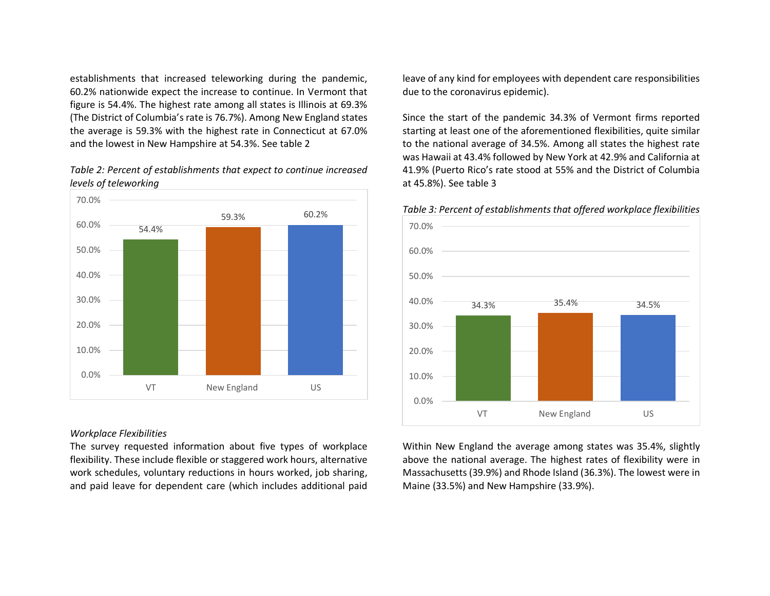establishments that increased teleworking during the pandemic, 60.2% nationwide expect the increase to continue. In Vermont that figure is 54.4%. The highest rate among all states is Illinois at 69.3% (The District of Columbia's rate is 76.7%). Among New England states the average is 59.3% with the highest rate in Connecticut at 67.0% and the lowest in New Hampshire at 54.3%. See table 2

*Table 2: Percent of establishments that expect to continue increased levels of teleworking*

| | VT | New England | US |
|---|---|---|---|
| Percent | 54.4% | 59.3% | 60.2% |

*Workplace Flexibilities*

The survey requested information about five types of workplace flexibility. These include flexible or staggered work hours, alternative work schedules, voluntary reductions in hours worked, job sharing, and paid leave for dependent care (which includes additional paid leave of any kind for employees with dependent care responsibilities due to the coronavirus epidemic).

Since the start of the pandemic 34.3% of Vermont firms reported starting at least one of the aforementioned flexibilities, quite similar to the national average of 34.5%. Among all states the highest rate was Hawaii at 43.4% followed by New York at 42.9% and California at 41.9% (Puerto Rico's rate stood at 55% and the District of Columbia at 45.8%). See table 3

*Table 3: Percent of establishments that offered workplace flexibilities*

| | VT | New England | US |
|---|---|---|---|
| Percent | 34.3% | 35.4% | 34.5% |

Within New England the average among states was 35.4%, slightly above the national average. The highest rates of flexibility were in Massachusetts (39.9%) and Rhode Island (36.3%). The lowest were in Maine (33.5%) and New Hampshire (33.9%).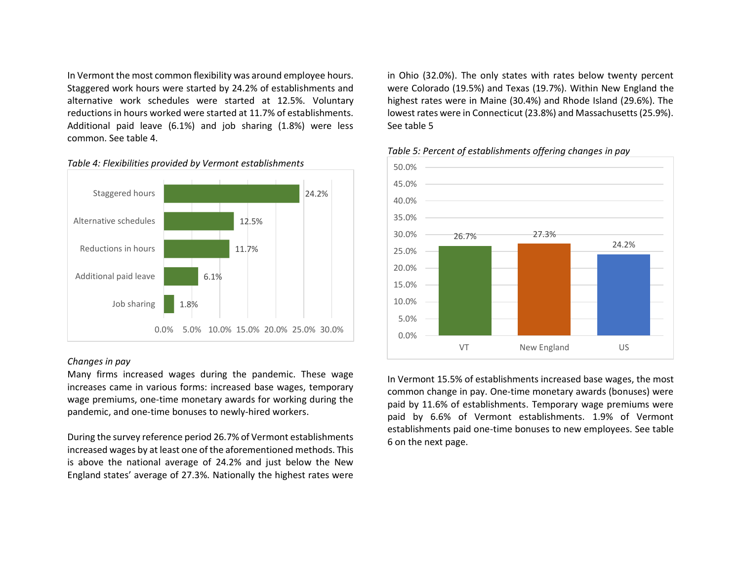In Vermont the most common flexibility was around employee hours. Staggered work hours were started by 24.2% of establishments and alternative work schedules were started at 12.5%. Voluntary reductions in hours worked were started at 11.7% of establishments. Additional paid leave (6.1%) and job sharing (1.8%) were less common. See table 4.

*Table 4: Flexibilities provided by Vermont establishments*

| Flexibility | Percent |
|---|---|
| Staggered hours | 24.2% |
| Alternative schedules | 12.5% |
| Reductions in hours | 11.7% |
| Additional paid leave | 6.1% |
| Job sharing | 1.8% |

*Changes in pay*

Many firms increased wages during the pandemic. These wage increases came in various forms: increased base wages, temporary wage premiums, one-time monetary awards for working during the pandemic, and one-time bonuses to newly-hired workers.

During the survey reference period 26.7% of Vermont establishments increased wages by at least one of the aforementioned methods. This is above the national average of 24.2% and just below the New England states' average of 27.3%. Nationally the highest rates were in Ohio (32.0%). The only states with rates below twenty percent were Colorado (19.5%) and Texas (19.7%). Within New England the highest rates were in Maine (30.4%) and Rhode Island (29.6%). The lowest rates were in Connecticut (23.8%) and Massachusetts (25.9%). See table 5

*Table 5: Percent of establishments offering changes in pay*

| Area | Percent |
|---|---|
| VT | 26.7% |
| New England | 27.3% |
| US | 24.2% |

In Vermont 15.5% of establishments increased base wages, the most common change in pay. One-time monetary awards (bonuses) were paid by 11.6% of establishments. Temporary wage premiums were paid by 6.6% of Vermont establishments. 1.9% of Vermont establishments paid one-time bonuses to new employees. See table 6 on the next page.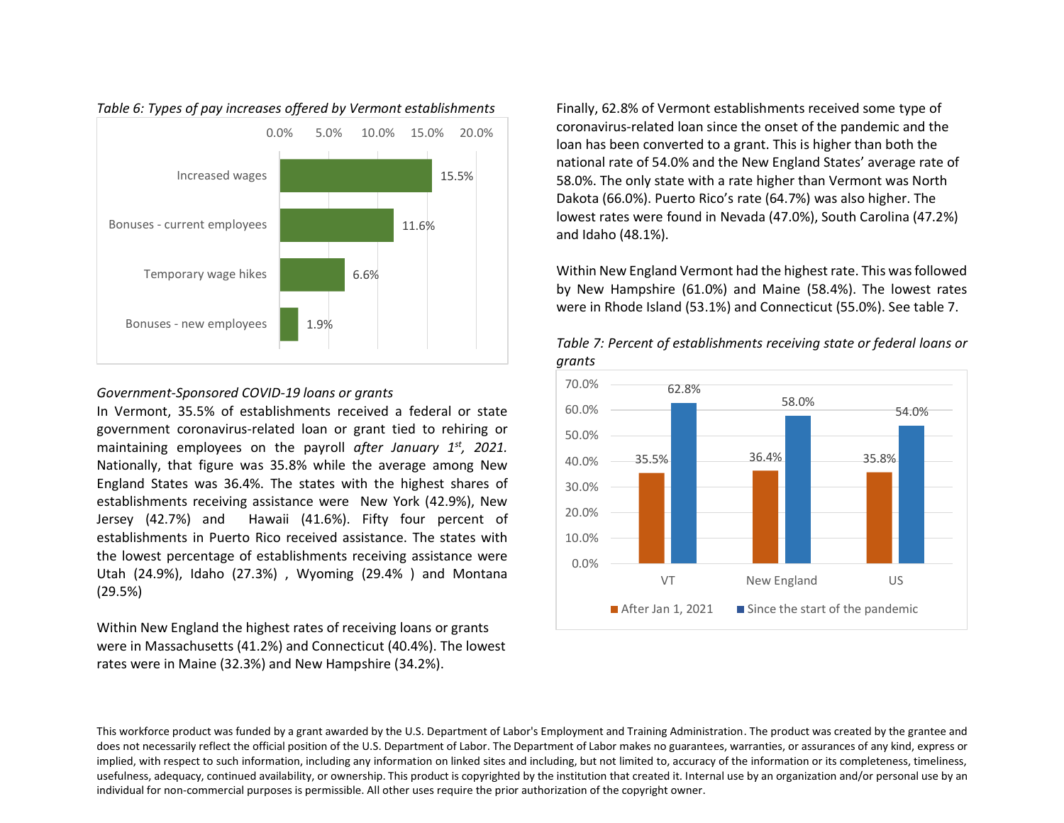*Table 6: Types of pay increases offered by Vermont establishments*

0.0% 5.0% 10.0% 15.0% 20.0%

Increased wages 15.5%

Bonuses - current employees 11.6%

Temporary wage hikes 6.6%

Bonuses - new employees 1.9%

*Government-Sponsored COVID-19 loans or grants*

In Vermont, 35.5% of establishments received a federal or state government coronavirus-related loan or grant tied to rehiring or maintaining employees on the payroll *after January 1st, 2021.* Nationally, that figure was 35.8% while the average among New England States was 36.4%. The states with the highest shares of establishments receiving assistance were New York (42.9%), New Jersey (42.7%) and Hawaii (41.6%). Fifty four percent of establishments in Puerto Rico received assistance. The states with the lowest percentage of establishments receiving assistance were Utah (24.9%), Idaho (27.3%) , Wyoming (29.4% ) and Montana (29.5%)

Within New England the highest rates of receiving loans or grants were in Massachusetts (41.2%) and Connecticut (40.4%). The lowest rates were in Maine (32.3%) and New Hampshire (34.2%).

Finally, 62.8% of Vermont establishments received some type of coronavirus-related loan since the onset of the pandemic and the loan has been converted to a grant. This is higher than both the national rate of 54.0% and the New England States' average rate of 58.0%. The only state with a rate higher than Vermont was North Dakota (66.0%). Puerto Rico's rate (64.7%) was also higher. The lowest rates were found in Nevada (47.0%), South Carolina (47.2%) and Idaho (48.1%).

Within New England Vermont had the highest rate. This was followed by New Hampshire (61.0%) and Maine (58.4%). The lowest rates were in Rhode Island (53.1%) and Connecticut (55.0%). See table 7.

*Table 7: Percent of establishments receiving state or federal loans or grants*

70.0% 60.0% 50.0% 40.0% 30.0% 20.0% 10.0% 0.0%

VT: 35.5% 62.8%

New England: 36.4% 58.0%

US: 35.8% 54.0%

After Jan 1, 2021 | Since the start of the pandemic

This workforce product was funded by a grant awarded by the U.S. Department of Labor's Employment and Training Administration. The product was created by the grantee and does not necessarily reflect the official position of the U.S. Department of Labor. The Department of Labor makes no guarantees, warranties, or assurances of any kind, express or implied, with respect to such information, including any information on linked sites and including, but not limited to, accuracy of the information or its completeness, timeliness, usefulness, adequacy, continued availability, or ownership. This product is copyrighted by the institution that created it. Internal use by an organization and/or personal use by an individual for non-commercial purposes is permissible. All other uses require the prior authorization of the copyright owner.